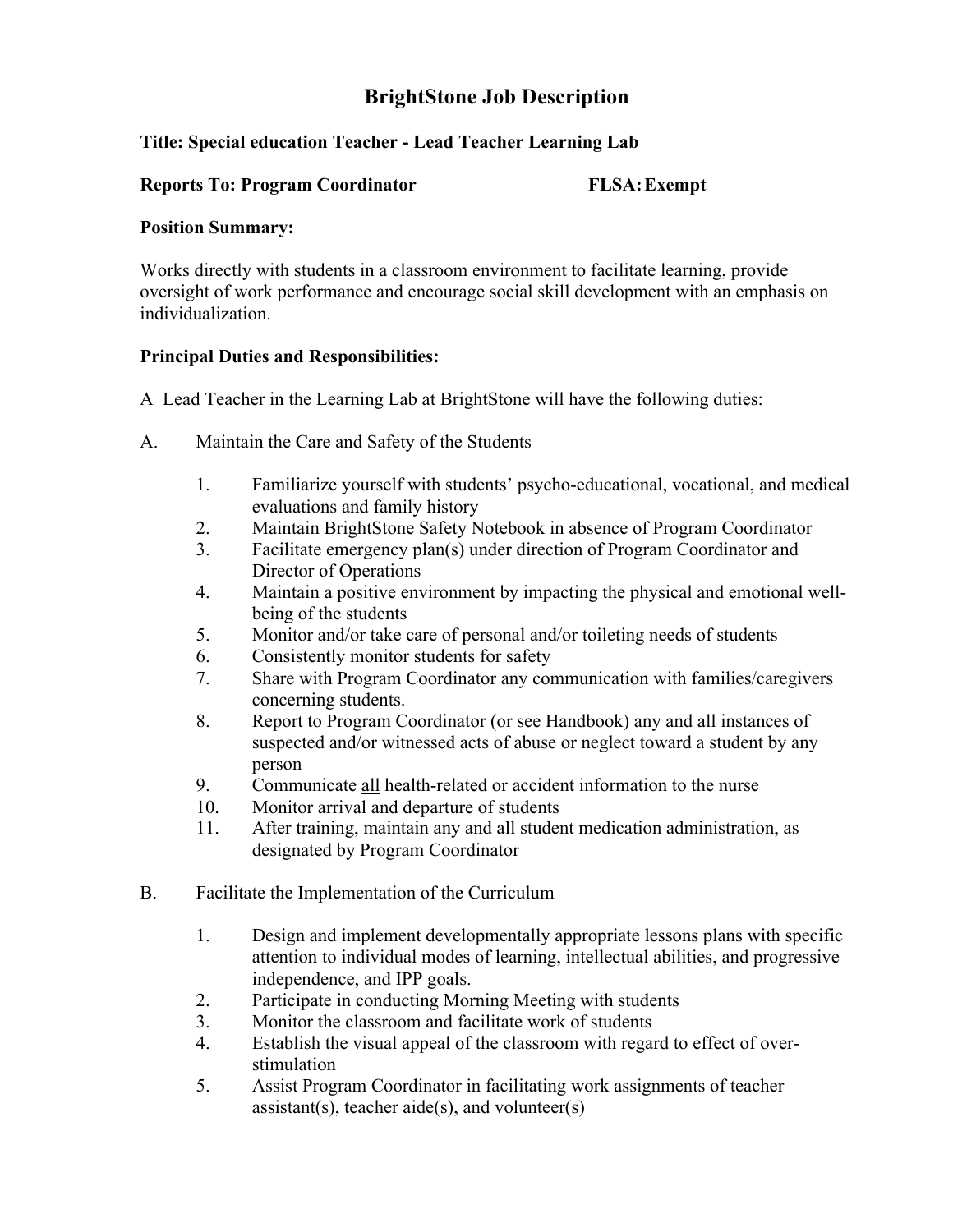# BrightStone Job Description

**Title: Special education Teacher - Lead Teacher Learning Lab**

**Reports To: Program Coordinator** **FLSA: Exempt**

**Position Summary:**

Works directly with students in a classroom environment to facilitate learning, provide oversight of work performance and encourage social skill development with an emphasis on individualization.

**Principal Duties and Responsibilities:**

A Lead Teacher in the Learning Lab at BrightStone will have the following duties:

A. Maintain the Care and Safety of the Students

1. Familiarize yourself with students' psycho-educational, vocational, and medical evaluations and family history
2. Maintain BrightStone Safety Notebook in absence of Program Coordinator
3. Facilitate emergency plan(s) under direction of Program Coordinator and Director of Operations
4. Maintain a positive environment by impacting the physical and emotional well-being of the students
5. Monitor and/or take care of personal and/or toileting needs of students
6. Consistently monitor students for safety
7. Share with Program Coordinator any communication with families/caregivers concerning students.
8. Report to Program Coordinator (or see Handbook) any and all instances of suspected and/or witnessed acts of abuse or neglect toward a student by any person
9. Communicate <u>all</u> health-related or accident information to the nurse
10. Monitor arrival and departure of students
11. After training, maintain any and all student medication administration, as designated by Program Coordinator

B. Facilitate the Implementation of the Curriculum

1. Design and implement developmentally appropriate lessons plans with specific attention to individual modes of learning, intellectual abilities, and progressive independence, and IPP goals.
2. Participate in conducting Morning Meeting with students
3. Monitor the classroom and facilitate work of students
4. Establish the visual appeal of the classroom with regard to effect of over-stimulation
5. Assist Program Coordinator in facilitating work assignments of teacher assistant(s), teacher aide(s), and volunteer(s)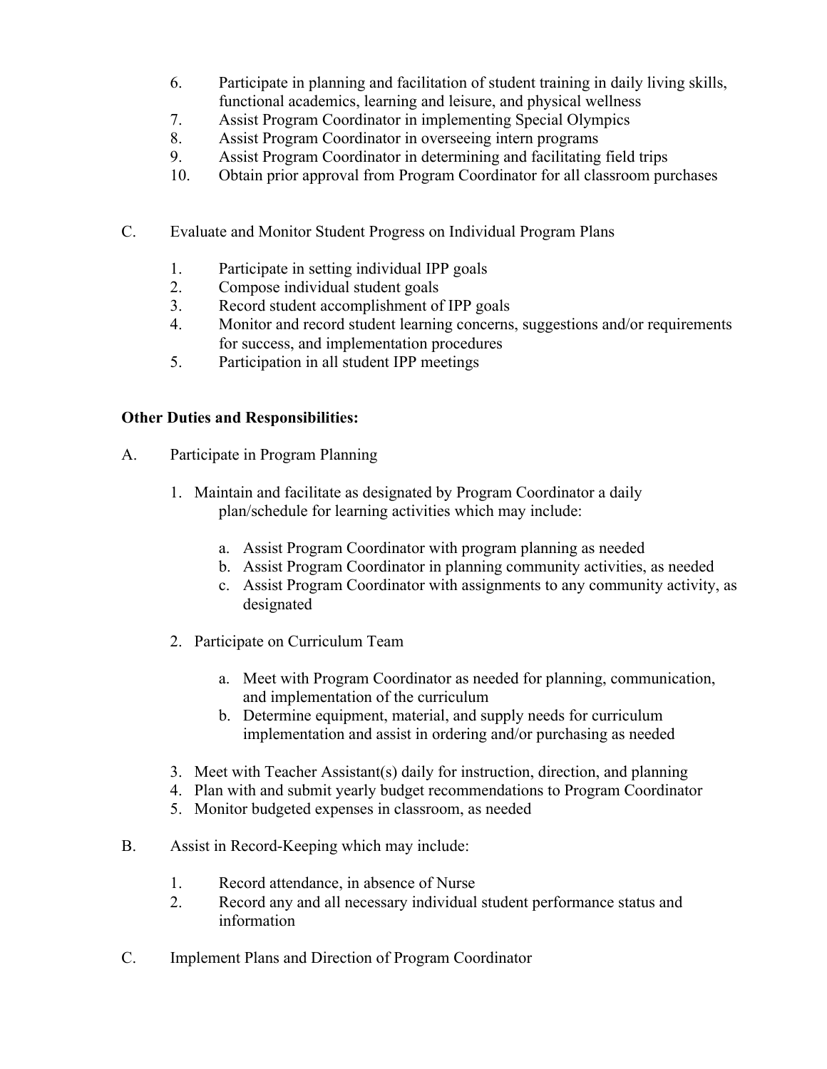6. Participate in planning and facilitation of student training in daily living skills, functional academics, learning and leisure, and physical wellness
7. Assist Program Coordinator in implementing Special Olympics
8. Assist Program Coordinator in overseeing intern programs
9. Assist Program Coordinator in determining and facilitating field trips
10. Obtain prior approval from Program Coordinator for all classroom purchases

C. Evaluate and Monitor Student Progress on Individual Program Plans

1. Participate in setting individual IPP goals
2. Compose individual student goals
3. Record student accomplishment of IPP goals
4. Monitor and record student learning concerns, suggestions and/or requirements for success, and implementation procedures
5. Participation in all student IPP meetings

**Other Duties and Responsibilities:**

A. Participate in Program Planning

1. Maintain and facilitate as designated by Program Coordinator a daily plan/schedule for learning activities which may include:
    a. Assist Program Coordinator with program planning as needed
    b. Assist Program Coordinator in planning community activities, as needed
    c. Assist Program Coordinator with assignments to any community activity, as designated
2. Participate on Curriculum Team
    a. Meet with Program Coordinator as needed for planning, communication, and implementation of the curriculum
    b. Determine equipment, material, and supply needs for curriculum implementation and assist in ordering and/or purchasing as needed
3. Meet with Teacher Assistant(s) daily for instruction, direction, and planning
4. Plan with and submit yearly budget recommendations to Program Coordinator
5. Monitor budgeted expenses in classroom, as needed

B. Assist in Record-Keeping which may include:

1. Record attendance, in absence of Nurse
2. Record any and all necessary individual student performance status and information

C. Implement Plans and Direction of Program Coordinator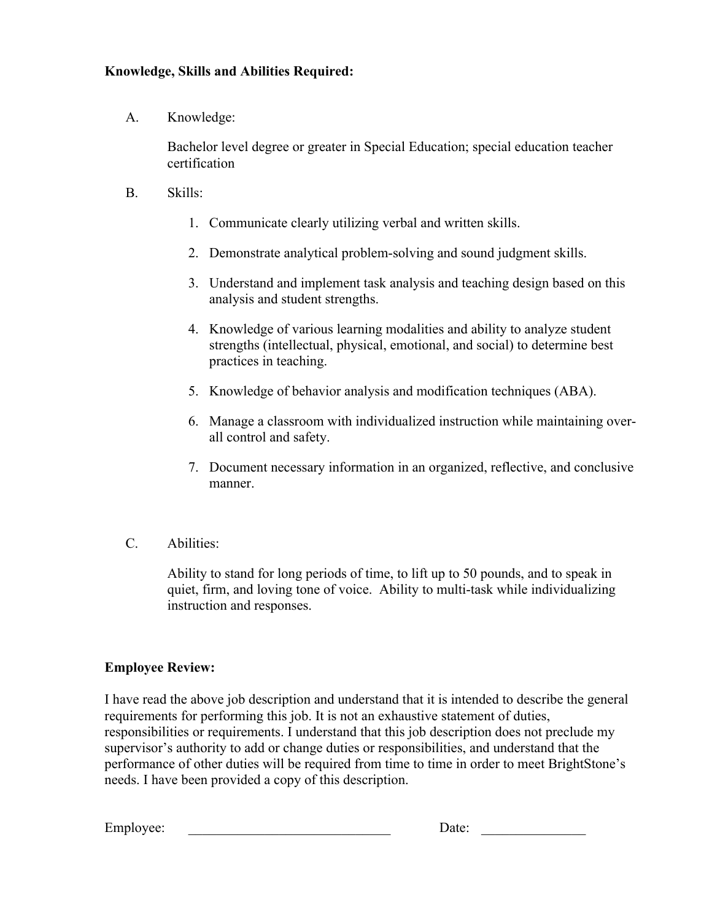**Knowledge, Skills and Abilities Required:**

A. Knowledge:

Bachelor level degree or greater in Special Education; special education teacher certification

B. Skills:

1. Communicate clearly utilizing verbal and written skills.
2. Demonstrate analytical problem-solving and sound judgment skills.
3. Understand and implement task analysis and teaching design based on this analysis and student strengths.
4. Knowledge of various learning modalities and ability to analyze student strengths (intellectual, physical, emotional, and social) to determine best practices in teaching.
5. Knowledge of behavior analysis and modification techniques (ABA).
6. Manage a classroom with individualized instruction while maintaining over-all control and safety.
7. Document necessary information in an organized, reflective, and conclusive manner.

C. Abilities:

Ability to stand for long periods of time, to lift up to 50 pounds, and to speak in quiet, firm, and loving tone of voice. Ability to multi-task while individualizing instruction and responses.

**Employee Review:**

I have read the above job description and understand that it is intended to describe the general requirements for performing this job. It is not an exhaustive statement of duties, responsibilities or requirements. I understand that this job description does not preclude my supervisor's authority to add or change duties or responsibilities, and understand that the performance of other duties will be required from time to time in order to meet BrightStone's needs. I have been provided a copy of this description.

Employee: ______________________________ Date: _______________